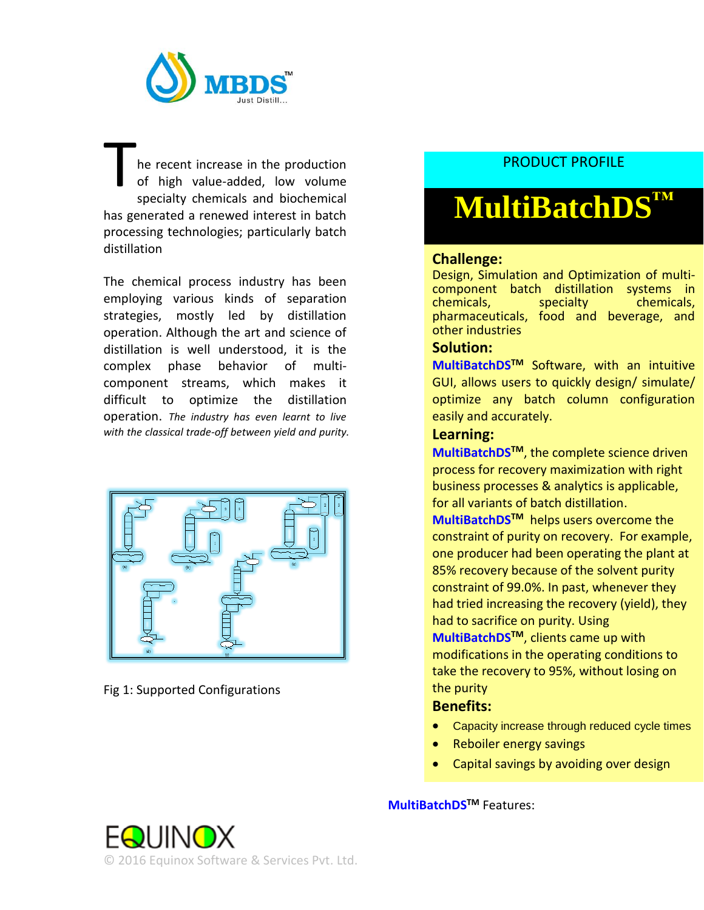MBDS™ Just Distill...

The recent increase in the production of high value-added, low volume specialty chemicals and biochemical has generated a renewed interest in batch processing technologies; particularly batch distillation

The chemical process industry has been employing various kinds of separation strategies, mostly led by distillation operation. Although the art and science of distillation is well understood, it is the complex phase behavior of multi-component streams, which makes it difficult to optimize the distillation operation. *The industry has even learnt to live with the classical trade-off between yield and purity.*

Fig 1: Supported Configurations

PRODUCT PROFILE

# MultiBatchDS™

## Challenge:

Design, Simulation and Optimization of multi-component batch distillation systems in chemicals, specialty chemicals, pharmaceuticals, food and beverage, and other industries

## Solution:

**MultiBatchDS™** Software, with an intuitive GUI, allows users to quickly design/ simulate/ optimize any batch column configuration easily and accurately.

## Learning:

**MultiBatchDS™**, the complete science driven process for recovery maximization with right business processes & analytics is applicable, for all variants of batch distillation.

**MultiBatchDS™** helps users overcome the constraint of purity on recovery. For example, one producer had been operating the plant at 85% recovery because of the solvent purity constraint of 99.0%. In past, whenever they had tried increasing the recovery (yield), they had to sacrifice on purity. Using **MultiBatchDS™**, clients came up with modifications in the operating conditions to take the recovery to 95%, without losing on the purity

## Benefits:

- Capacity increase through reduced cycle times
- Reboiler energy savings
- Capital savings by avoiding over design

**MultiBatchDS™** Features:

EQUINOX

© 2016 Equinox Software & Services Pvt. Ltd.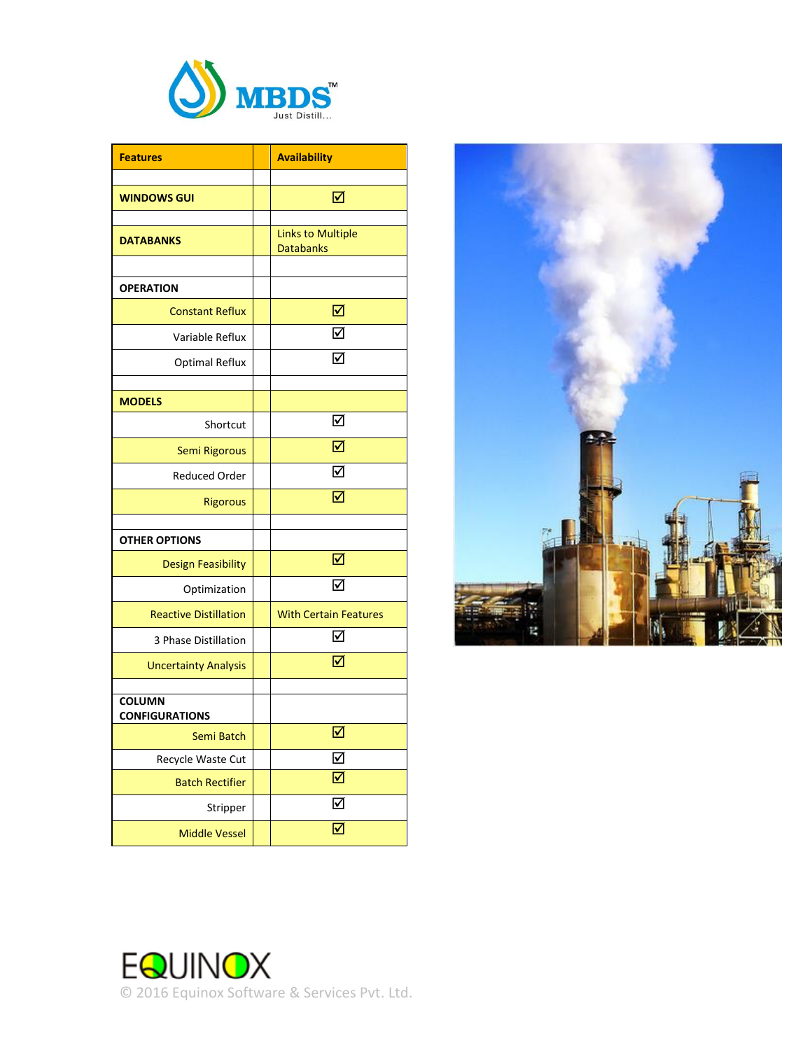MBDS™
Just Distill...

| Features | | Availability |
|---|---|---|
| | | |
| **WINDOWS GUI** | | ☑ |
| | | |
| **DATABANKS** | | Links to Multiple Databanks |
| | | |
| **OPERATION** | | |
| Constant Reflux | | ☑ |
| Variable Reflux | | ☑ |
| Optimal Reflux | | ☑ |
| | | |
| **MODELS** | | |
| Shortcut | | ☑ |
| Semi Rigorous | | ☑ |
| Reduced Order | | ☑ |
| Rigorous | | ☑ |
| | | |
| **OTHER OPTIONS** | | |
| Design Feasibility | | ☑ |
| Optimization | | ☑ |
| Reactive Distillation | | With Certain Features |
| 3 Phase Distillation | | ☑ |
| Uncertainty Analysis | | ☑ |
| | | |
| **COLUMN CONFIGURATIONS** | | |
| Semi Batch | | ☑ |
| Recycle Waste Cut | | ☑ |
| Batch Rectifier | | ☑ |
| Stripper | | ☑ |
| Middle Vessel | | ☑ |

EQUINOX

© 2016 Equinox Software & Services Pvt. Ltd.